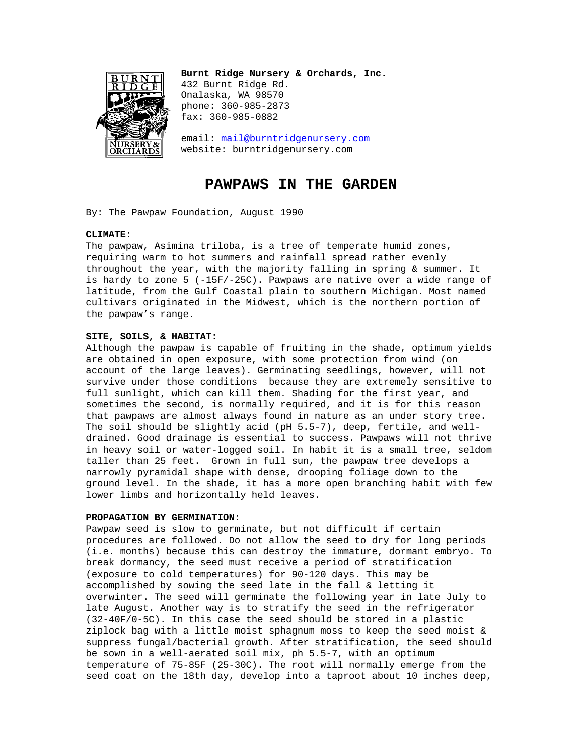**Burnt Ridge Nursery & Orchards, Inc.**
432 Burnt Ridge Rd.
Onalaska, WA 98570
phone: 360-985-2873
fax: 360-985-0882

email: mail@burntridgenursery.com
website: burntridgenursery.com

# PAWPAWS IN THE GARDEN

By: The Pawpaw Foundation, August 1990

**CLIMATE:**
The pawpaw, Asimina triloba, is a tree of temperate humid zones, requiring warm to hot summers and rainfall spread rather evenly throughout the year, with the majority falling in spring & summer. It is hardy to zone 5 (-15F/-25C). Pawpaws are native over a wide range of latitude, from the Gulf Coastal plain to southern Michigan. Most named cultivars originated in the Midwest, which is the northern portion of the pawpaw's range.

**SITE, SOILS, & HABITAT:**
Although the pawpaw is capable of fruiting in the shade, optimum yields are obtained in open exposure, with some protection from wind (on account of the large leaves). Germinating seedlings, however, will not survive under those conditions because they are extremely sensitive to full sunlight, which can kill them. Shading for the first year, and sometimes the second, is normally required, and it is for this reason that pawpaws are almost always found in nature as an under story tree. The soil should be slightly acid (pH 5.5-7), deep, fertile, and well-drained. Good drainage is essential to success. Pawpaws will not thrive in heavy soil or water-logged soil. In habit it is a small tree, seldom taller than 25 feet. Grown in full sun, the pawpaw tree develops a narrowly pyramidal shape with dense, drooping foliage down to the ground level. In the shade, it has a more open branching habit with few lower limbs and horizontally held leaves.

**PROPAGATION BY GERMINATION:**
Pawpaw seed is slow to germinate, but not difficult if certain procedures are followed. Do not allow the seed to dry for long periods (i.e. months) because this can destroy the immature, dormant embryo. To break dormancy, the seed must receive a period of stratification (exposure to cold temperatures) for 90-120 days. This may be accomplished by sowing the seed late in the fall & letting it overwinter. The seed will germinate the following year in late July to late August. Another way is to stratify the seed in the refrigerator (32-40F/0-5C). In this case the seed should be stored in a plastic ziplock bag with a little moist sphagnum moss to keep the seed moist & suppress fungal/bacterial growth. After stratification, the seed should be sown in a well-aerated soil mix, ph 5.5-7, with an optimum temperature of 75-85F (25-30C). The root will normally emerge from the seed coat on the 18th day, develop into a taproot about 10 inches deep,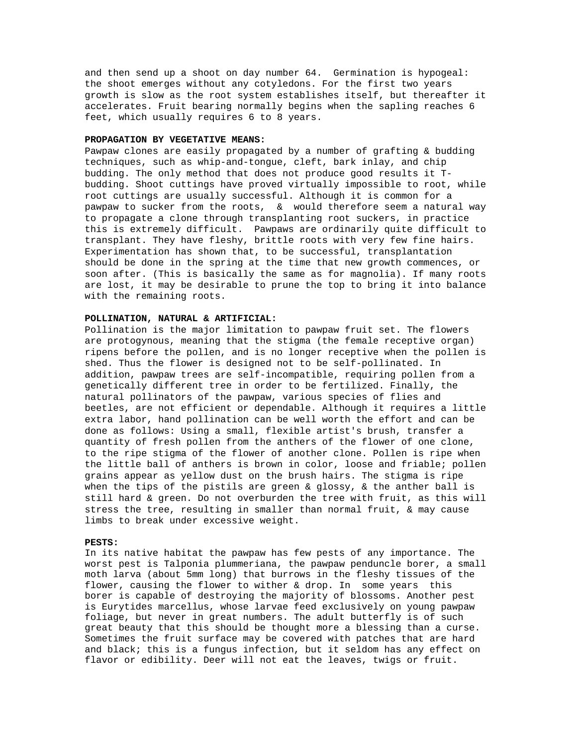and then send up a shoot on day number 64. Germination is hypogeal: the shoot emerges without any cotyledons. For the first two years growth is slow as the root system establishes itself, but thereafter it accelerates. Fruit bearing normally begins when the sapling reaches 6 feet, which usually requires 6 to 8 years.

**PROPAGATION BY VEGETATIVE MEANS:**
Pawpaw clones are easily propagated by a number of grafting & budding techniques, such as whip-and-tongue, cleft, bark inlay, and chip budding. The only method that does not produce good results it T-budding. Shoot cuttings have proved virtually impossible to root, while root cuttings are usually successful. Although it is common for a pawpaw to sucker from the roots, & would therefore seem a natural way to propagate a clone through transplanting root suckers, in practice this is extremely difficult. Pawpaws are ordinarily quite difficult to transplant. They have fleshy, brittle roots with very few fine hairs. Experimentation has shown that, to be successful, transplantation should be done in the spring at the time that new growth commences, or soon after. (This is basically the same as for magnolia). If many roots are lost, it may be desirable to prune the top to bring it into balance with the remaining roots.

**POLLINATION, NATURAL & ARTIFICIAL:**
Pollination is the major limitation to pawpaw fruit set. The flowers are protogynous, meaning that the stigma (the female receptive organ) ripens before the pollen, and is no longer receptive when the pollen is shed. Thus the flower is designed not to be self-pollinated. In addition, pawpaw trees are self-incompatible, requiring pollen from a genetically different tree in order to be fertilized. Finally, the natural pollinators of the pawpaw, various species of flies and beetles, are not efficient or dependable. Although it requires a little extra labor, hand pollination can be well worth the effort and can be done as follows: Using a small, flexible artist's brush, transfer a quantity of fresh pollen from the anthers of the flower of one clone, to the ripe stigma of the flower of another clone. Pollen is ripe when the little ball of anthers is brown in color, loose and friable; pollen grains appear as yellow dust on the brush hairs. The stigma is ripe when the tips of the pistils are green & glossy, & the anther ball is still hard & green. Do not overburden the tree with fruit, as this will stress the tree, resulting in smaller than normal fruit, & may cause limbs to break under excessive weight.

**PESTS:**
In its native habitat the pawpaw has few pests of any importance. The worst pest is Talponia plummeriana, the pawpaw penduncle borer, a small moth larva (about 5mm long) that burrows in the fleshy tissues of the flower, causing the flower to wither & drop. In some years this borer is capable of destroying the majority of blossoms. Another pest is Eurytides marcellus, whose larvae feed exclusively on young pawpaw foliage, but never in great numbers. The adult butterfly is of such great beauty that this should be thought more a blessing than a curse. Sometimes the fruit surface may be covered with patches that are hard and black; this is a fungus infection, but it seldom has any effect on flavor or edibility. Deer will not eat the leaves, twigs or fruit.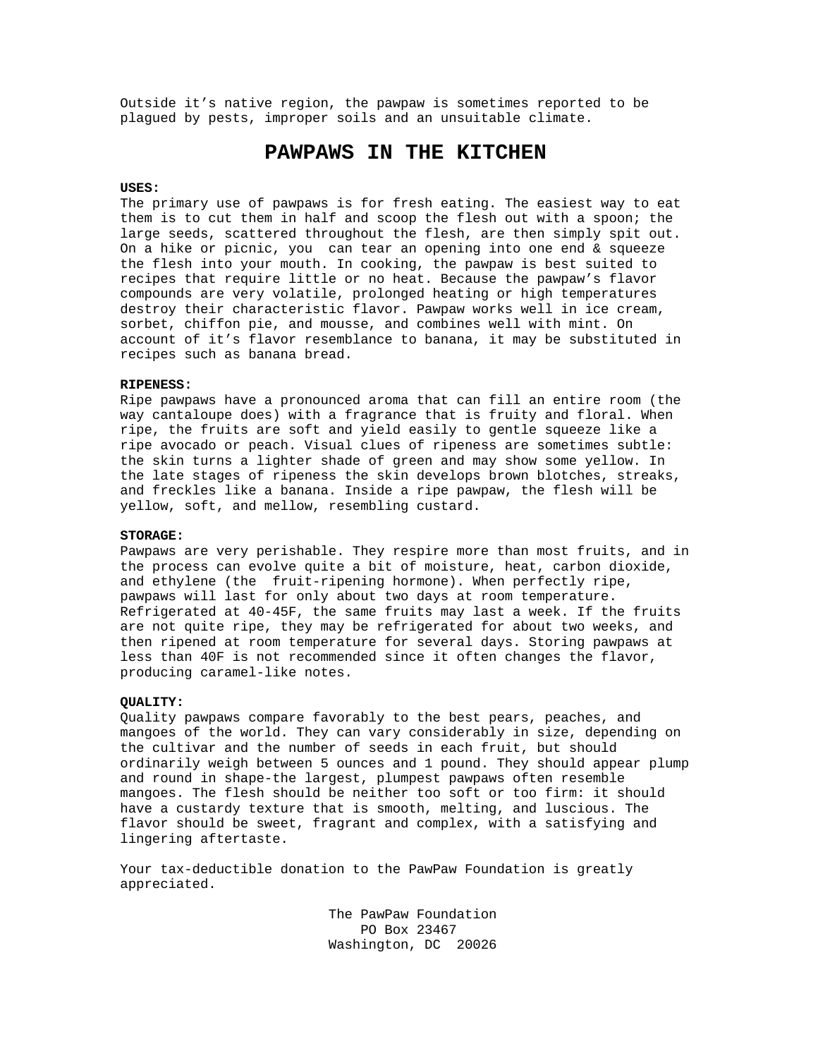Outside it’s native region, the pawpaw is sometimes reported to be plagued by pests, improper soils and an unsuitable climate.

# PAWPAWS IN THE KITCHEN

**USES:**
The primary use of pawpaws is for fresh eating. The easiest way to eat them is to cut them in half and scoop the flesh out with a spoon; the large seeds, scattered throughout the flesh, are then simply spit out. On a hike or picnic, you can tear an opening into one end & squeeze the flesh into your mouth. In cooking, the pawpaw is best suited to recipes that require little or no heat. Because the pawpaw’s flavor compounds are very volatile, prolonged heating or high temperatures destroy their characteristic flavor. Pawpaw works well in ice cream, sorbet, chiffon pie, and mousse, and combines well with mint. On account of it’s flavor resemblance to banana, it may be substituted in recipes such as banana bread.

**RIPENESS:**
Ripe pawpaws have a pronounced aroma that can fill an entire room (the way cantaloupe does) with a fragrance that is fruity and floral. When ripe, the fruits are soft and yield easily to gentle squeeze like a ripe avocado or peach. Visual clues of ripeness are sometimes subtle: the skin turns a lighter shade of green and may show some yellow. In the late stages of ripeness the skin develops brown blotches, streaks, and freckles like a banana. Inside a ripe pawpaw, the flesh will be yellow, soft, and mellow, resembling custard.

**STORAGE:**
Pawpaws are very perishable. They respire more than most fruits, and in the process can evolve quite a bit of moisture, heat, carbon dioxide, and ethylene (the fruit-ripening hormone). When perfectly ripe, pawpaws will last for only about two days at room temperature. Refrigerated at 40-45F, the same fruits may last a week. If the fruits are not quite ripe, they may be refrigerated for about two weeks, and then ripened at room temperature for several days. Storing pawpaws at less than 40F is not recommended since it often changes the flavor, producing caramel-like notes.

**QUALITY:**
Quality pawpaws compare favorably to the best pears, peaches, and mangoes of the world. They can vary considerably in size, depending on the cultivar and the number of seeds in each fruit, but should ordinarily weigh between 5 ounces and 1 pound. They should appear plump and round in shape-the largest, plumpest pawpaws often resemble mangoes. The flesh should be neither too soft or too firm: it should have a custardy texture that is smooth, melting, and luscious. The flavor should be sweet, fragrant and complex, with a satisfying and lingering aftertaste.

Your tax-deductible donation to the PawPaw Foundation is greatly appreciated.

The PawPaw Foundation
PO Box 23467
Washington, DC 20026